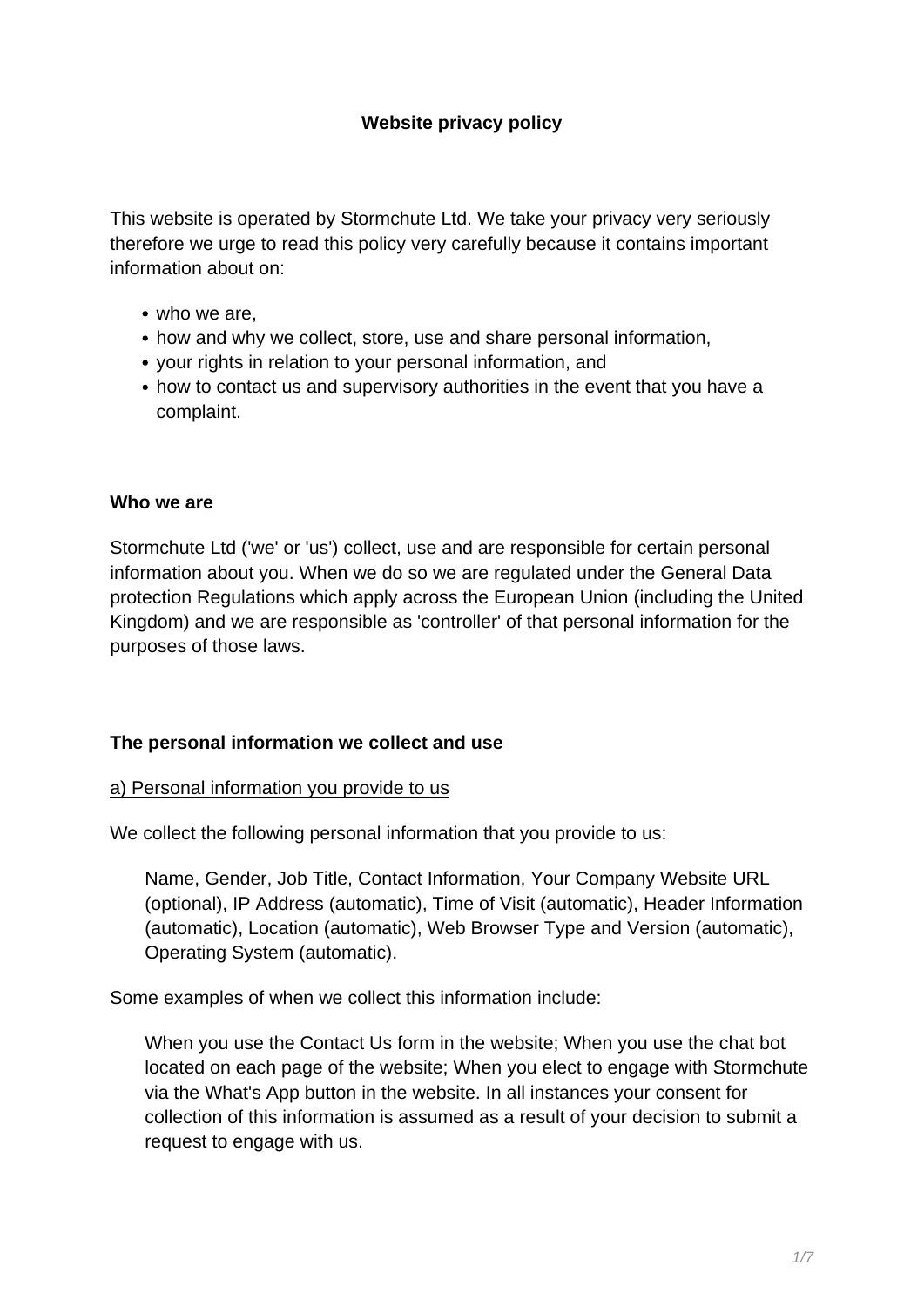# Website privacy policy

This website is operated by Stormchute Ltd. We take your privacy very seriously therefore we urge to read this policy very carefully because it contains important information about on:

- who we are,
- how and why we collect, store, use and share personal information,
- your rights in relation to your personal information, and
- how to contact us and supervisory authorities in the event that you have a complaint.

**Who we are**

Stormchute Ltd ('we' or 'us') collect, use and are responsible for certain personal information about you. When we do so we are regulated under the General Data protection Regulations which apply across the European Union (including the United Kingdom) and we are responsible as 'controller' of that personal information for the purposes of those laws.

**The personal information we collect and use**

a) Personal information you provide to us

We collect the following personal information that you provide to us:

> Name, Gender, Job Title, Contact Information, Your Company Website URL (optional), IP Address (automatic), Time of Visit (automatic), Header Information (automatic), Location (automatic), Web Browser Type and Version (automatic), Operating System (automatic).

Some examples of when we collect this information include:

> When you use the Contact Us form in the website; When you use the chat bot located on each page of the website; When you elect to engage with Stormchute via the What's App button in the website. In all instances your consent for collection of this information is assumed as a result of your decision to submit a request to engage with us.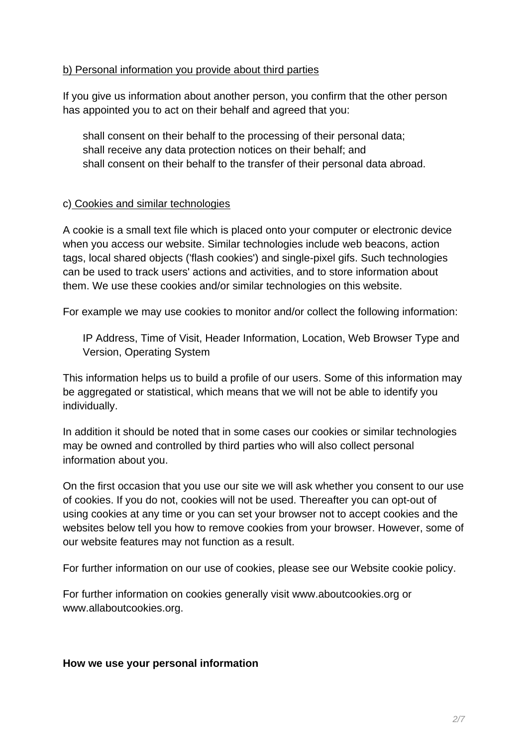b) Personal information you provide about third parties

If you give us information about another person, you confirm that the other person has appointed you to act on their behalf and agreed that you:

- shall consent on their behalf to the processing of their personal data;
- shall receive any data protection notices on their behalf; and
- shall consent on their behalf to the transfer of their personal data abroad.

c) Cookies and similar technologies

A cookie is a small text file which is placed onto your computer or electronic device when you access our website. Similar technologies include web beacons, action tags, local shared objects ('flash cookies') and single-pixel gifs. Such technologies can be used to track users' actions and activities, and to store information about them. We use these cookies and/or similar technologies on this website.

For example we may use cookies to monitor and/or collect the following information:

IP Address, Time of Visit, Header Information, Location, Web Browser Type and Version, Operating System

This information helps us to build a profile of our users. Some of this information may be aggregated or statistical, which means that we will not be able to identify you individually.

In addition it should be noted that in some cases our cookies or similar technologies may be owned and controlled by third parties who will also collect personal information about you.

On the first occasion that you use our site we will ask whether you consent to our use of cookies. If you do not, cookies will not be used. Thereafter you can opt-out of using cookies at any time or you can set your browser not to accept cookies and the websites below tell you how to remove cookies from your browser. However, some of our website features may not function as a result.

For further information on our use of cookies, please see our Website cookie policy.

For further information on cookies generally visit www.aboutcookies.org or www.allaboutcookies.org.

**How we use your personal information**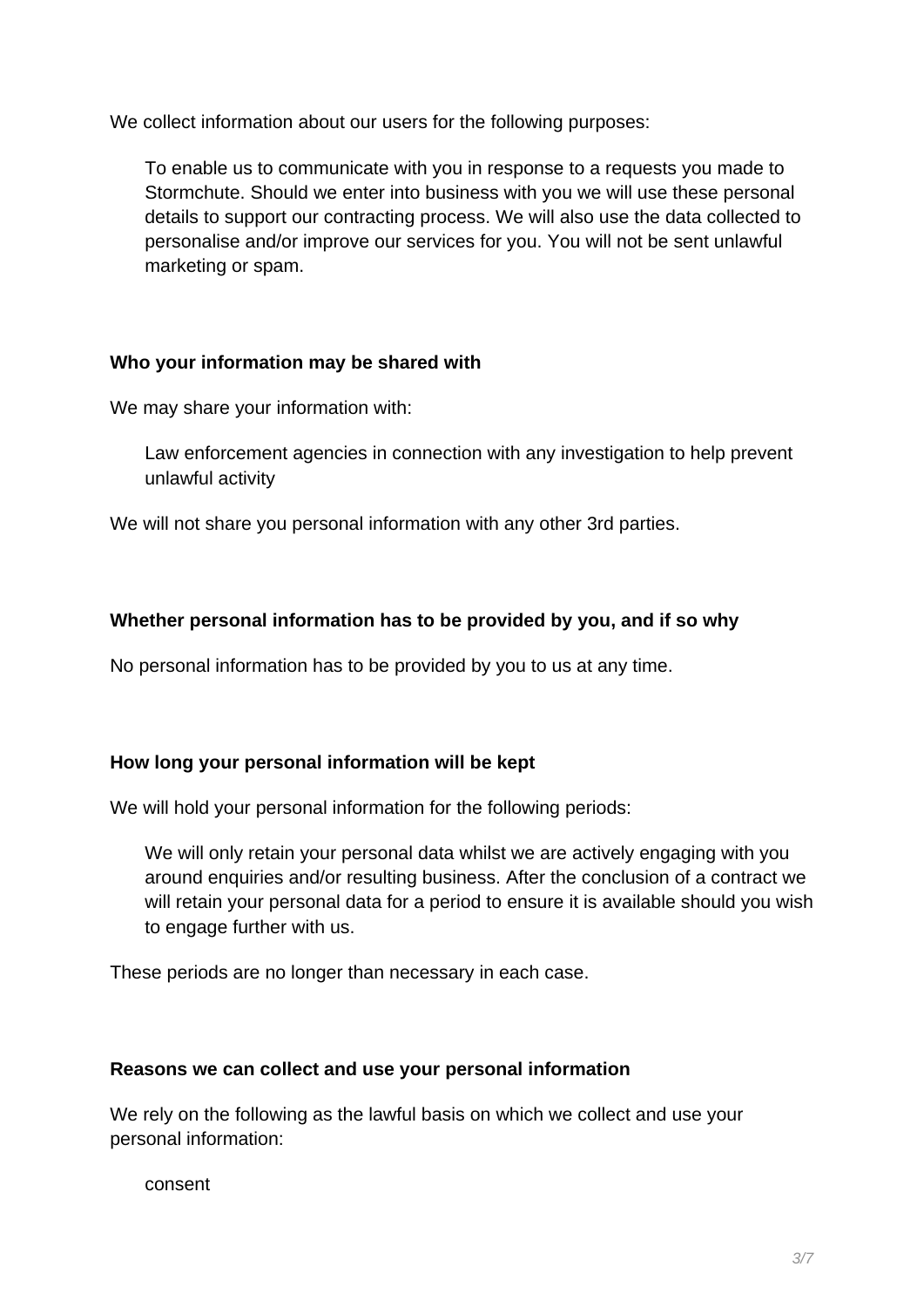We collect information about our users for the following purposes:

> To enable us to communicate with you in response to a requests you made to Stormchute. Should we enter into business with you we will use these personal details to support our contracting process. We will also use the data collected to personalise and/or improve our services for you. You will not be sent unlawful marketing or spam.

**Who your information may be shared with**

We may share your information with:

> Law enforcement agencies in connection with any investigation to help prevent unlawful activity

We will not share you personal information with any other 3rd parties.

**Whether personal information has to be provided by you, and if so why**

No personal information has to be provided by you to us at any time.

**How long your personal information will be kept**

We will hold your personal information for the following periods:

> We will only retain your personal data whilst we are actively engaging with you around enquiries and/or resulting business. After the conclusion of a contract we will retain your personal data for a period to ensure it is available should you wish to engage further with us.

These periods are no longer than necessary in each case.

**Reasons we can collect and use your personal information**

We rely on the following as the lawful basis on which we collect and use your personal information:

> consent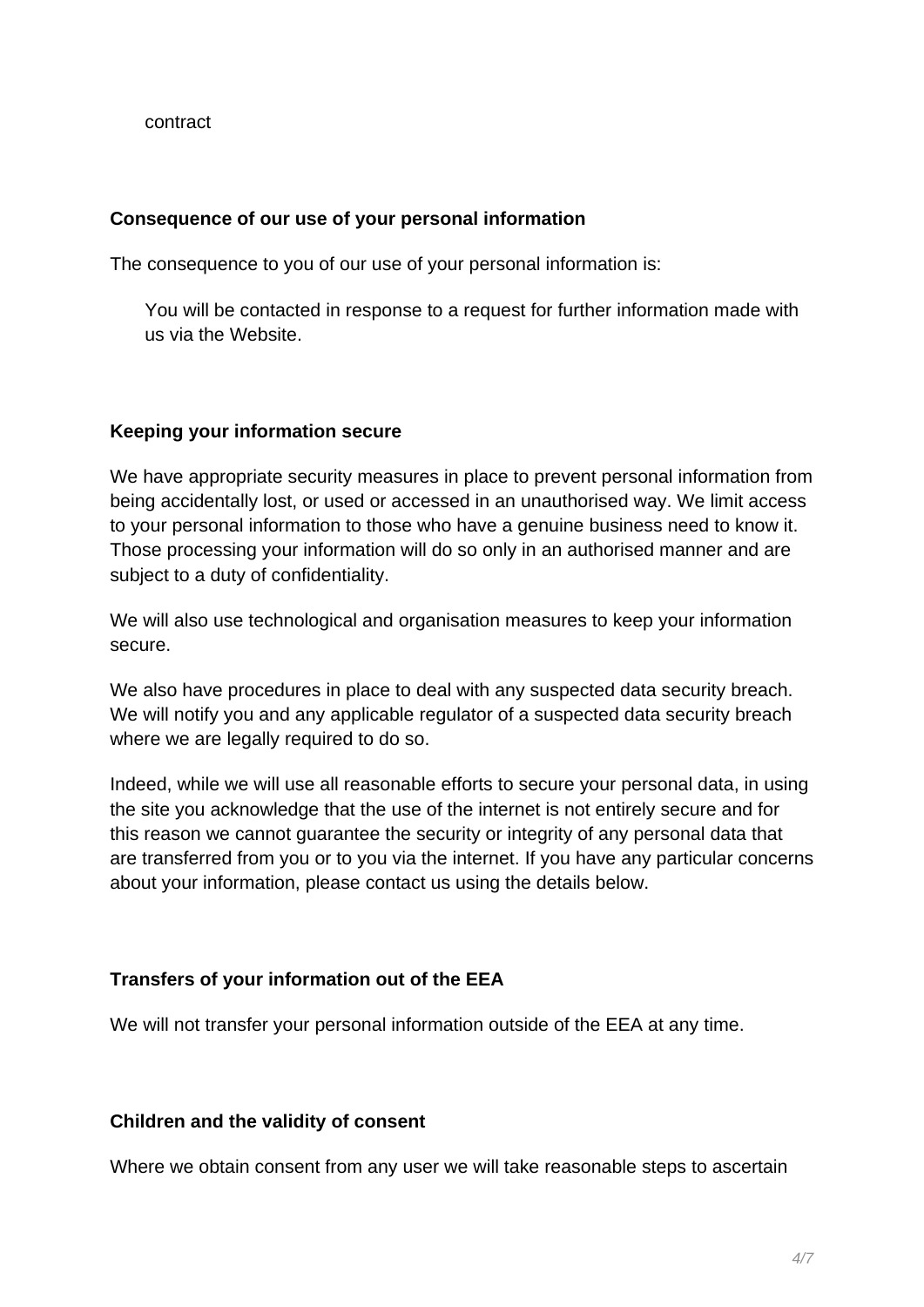contract

**Consequence of our use of your personal information**

The consequence to you of our use of your personal information is:

> You will be contacted in response to a request for further information made with us via the Website.

**Keeping your information secure**

We have appropriate security measures in place to prevent personal information from being accidentally lost, or used or accessed in an unauthorised way. We limit access to your personal information to those who have a genuine business need to know it. Those processing your information will do so only in an authorised manner and are subject to a duty of confidentiality.

We will also use technological and organisation measures to keep your information secure.

We also have procedures in place to deal with any suspected data security breach. We will notify you and any applicable regulator of a suspected data security breach where we are legally required to do so.

Indeed, while we will use all reasonable efforts to secure your personal data, in using the site you acknowledge that the use of the internet is not entirely secure and for this reason we cannot guarantee the security or integrity of any personal data that are transferred from you or to you via the internet. If you have any particular concerns about your information, please contact us using the details below.

**Transfers of your information out of the EEA**

We will not transfer your personal information outside of the EEA at any time.

**Children and the validity of consent**

Where we obtain consent from any user we will take reasonable steps to ascertain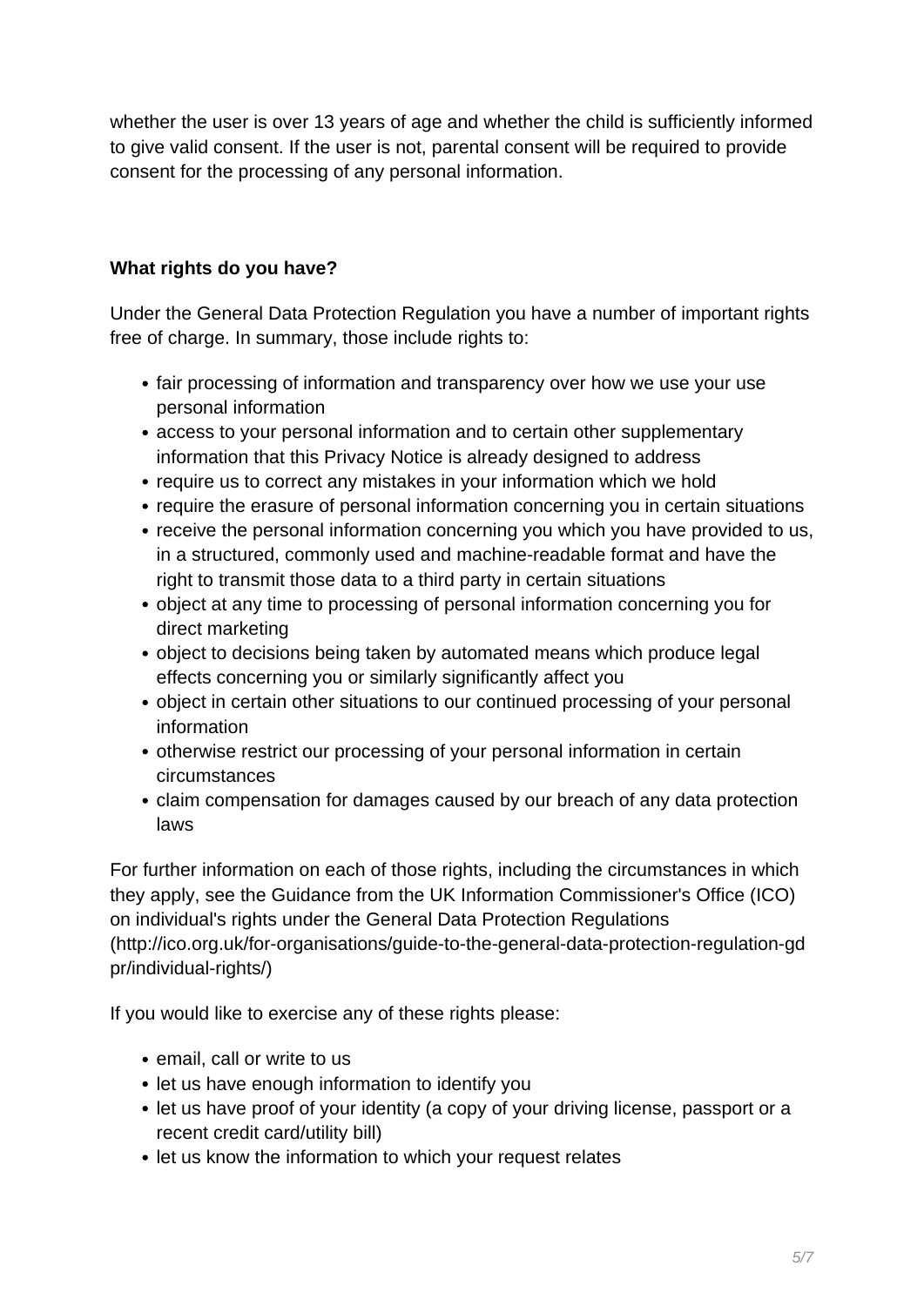whether the user is over 13 years of age and whether the child is sufficiently informed to give valid consent. If the user is not, parental consent will be required to provide consent for the processing of any personal information.

**What rights do you have?**

Under the General Data Protection Regulation you have a number of important rights free of charge. In summary, those include rights to:

- fair processing of information and transparency over how we use your use personal information
- access to your personal information and to certain other supplementary information that this Privacy Notice is already designed to address
- require us to correct any mistakes in your information which we hold
- require the erasure of personal information concerning you in certain situations
- receive the personal information concerning you which you have provided to us, in a structured, commonly used and machine-readable format and have the right to transmit those data to a third party in certain situations
- object at any time to processing of personal information concerning you for direct marketing
- object to decisions being taken by automated means which produce legal effects concerning you or similarly significantly affect you
- object in certain other situations to our continued processing of your personal information
- otherwise restrict our processing of your personal information in certain circumstances
- claim compensation for damages caused by our breach of any data protection laws

For further information on each of those rights, including the circumstances in which they apply, see the Guidance from the UK Information Commissioner's Office (ICO) on individual's rights under the General Data Protection Regulations (http://ico.org.uk/for-organisations/guide-to-the-general-data-protection-regulation-gdpr/individual-rights/)

If you would like to exercise any of these rights please:

- email, call or write to us
- let us have enough information to identify you
- let us have proof of your identity (a copy of your driving license, passport or a recent credit card/utility bill)
- let us know the information to which your request relates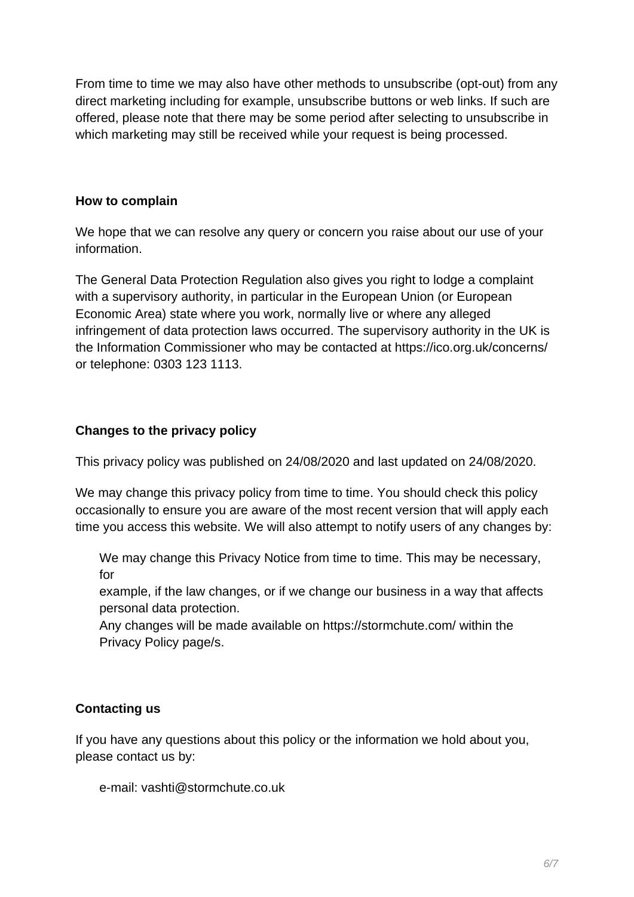From time to time we may also have other methods to unsubscribe (opt-out) from any direct marketing including for example, unsubscribe buttons or web links. If such are offered, please note that there may be some period after selecting to unsubscribe in which marketing may still be received while your request is being processed.

**How to complain**

We hope that we can resolve any query or concern you raise about our use of your information.

The General Data Protection Regulation also gives you right to lodge a complaint with a supervisory authority, in particular in the European Union (or European Economic Area) state where you work, normally live or where any alleged infringement of data protection laws occurred. The supervisory authority in the UK is the Information Commissioner who may be contacted at https://ico.org.uk/concerns/ or telephone: 0303 123 1113.

**Changes to the privacy policy**

This privacy policy was published on 24/08/2020 and last updated on 24/08/2020.

We may change this privacy policy from time to time. You should check this policy occasionally to ensure you are aware of the most recent version that will apply each time you access this website. We will also attempt to notify users of any changes by:

> We may change this Privacy Notice from time to time. This may be necessary, for
> example, if the law changes, or if we change our business in a way that affects personal data protection.
> Any changes will be made available on https://stormchute.com/ within the Privacy Policy page/s.

**Contacting us**

If you have any questions about this policy or the information we hold about you, please contact us by:

> e-mail: vashti@stormchute.co.uk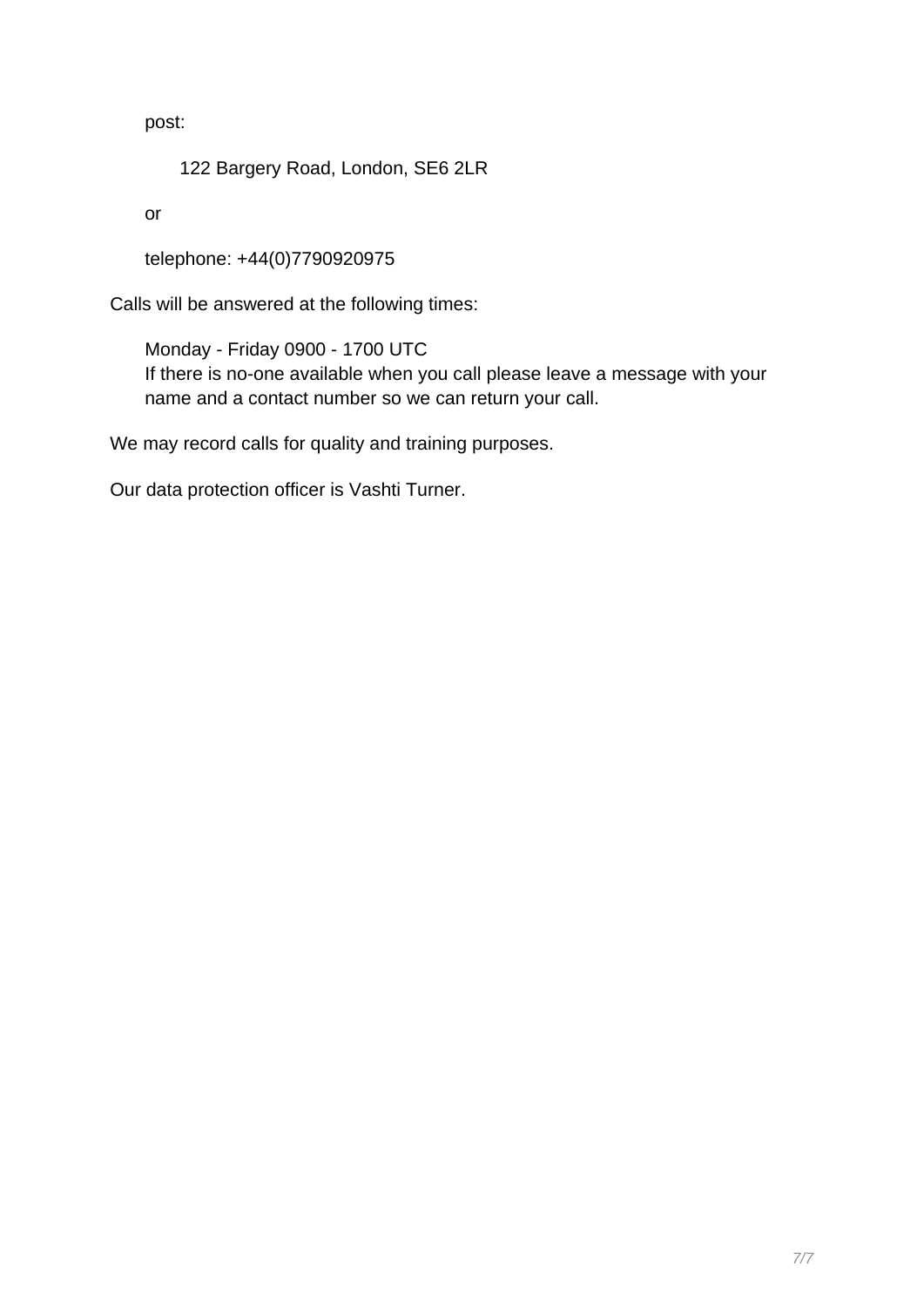post:

122 Bargery Road, London, SE6 2LR

or

telephone: +44(0)7790920975

Calls will be answered at the following times:

Monday - Friday 0900 - 1700 UTC
If there is no-one available when you call please leave a message with your name and a contact number so we can return your call.

We may record calls for quality and training purposes.

Our data protection officer is Vashti Turner.